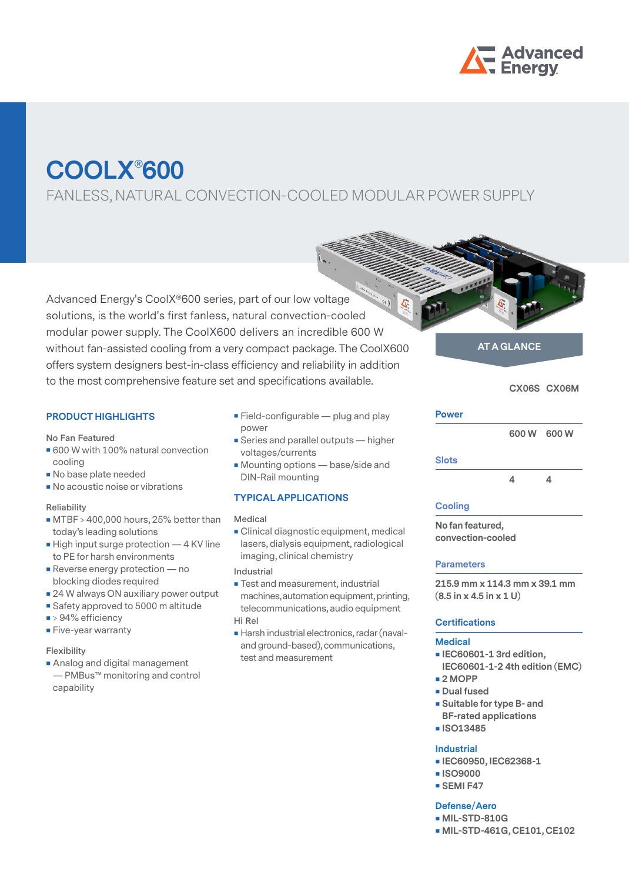# COOLX®600

## FANLESS, NATURAL CONVECTION-COOLED MODULAR POWER SUPPLY

Advanced Energy's CoolX®600 series, part of our low voltage solutions, is the world's first fanless, natural convection-cooled modular power supply. The CoolX600 delivers an incredible 600 W without fan-assisted cooling from a very compact package. The CoolX600 offers system designers best-in-class efficiency and reliability in addition to the most comprehensive feature set and specifications available.

### PRODUCT HIGHLIGHTS

No Fan Featured

- 600 W with 100% natural convection cooling
- No base plate needed
- No acoustic noise or vibrations

Reliability

- MTBF > 400,000 hours, 25% better than today's leading solutions
- High input surge protection — 4 KV line to PE for harsh environments
- Reverse energy protection — no blocking diodes required
- 24 W always ON auxiliary power output
- Safety approved to 5000 m altitude
- > 94% efficiency
- Five-year warranty

Flexibility

- Analog and digital management — PMBus™ monitoring and control capability
- Field-configurable — plug and play power
- Series and parallel outputs — higher voltages/currents
- Mounting options — base/side and DIN-Rail mounting

### TYPICAL APPLICATIONS

Medical

- Clinical diagnostic equipment, medical lasers, dialysis equipment, radiological imaging, clinical chemistry

Industrial

- Test and measurement, industrial machines, automation equipment, printing, telecommunications, audio equipment

Hi Rel

- Harsh industrial electronics, radar (naval- and ground-based), communications, test and measurement

### AT A GLANCE

| | CX06S | CX06M |
|---|---|---|
| **Power** | 600 W | 600 W |
| **Slots** | 4 | 4 |

**Cooling**

No fan featured, convection-cooled

**Parameters**

215.9 mm x 114.3 mm x 39.1 mm (8.5 in x 4.5 in x 1 U)

**Certifications**

**Medical**

- IEC60601-1 3rd edition, IEC60601-1-2 4th edition (EMC)
- 2 MOPP
- Dual fused
- Suitable for type B- and BF-rated applications
- ISO13485

**Industrial**

- IEC60950, IEC62368-1
- ISO9000
- SEMI F47

**Defense/Aero**

- MIL-STD-810G
- MIL-STD-461G, CE101, CE102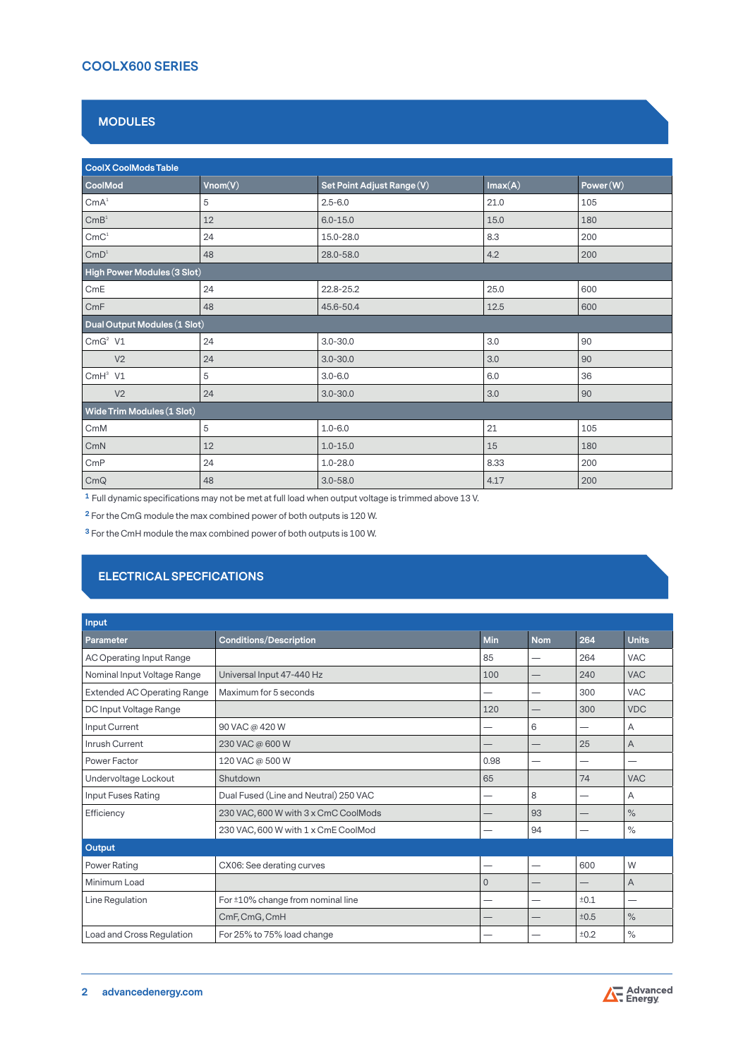## COOLX600 SERIES

## MODULES

| CoolX CoolMods Table | | | | |
|---|---|---|---|---|
| **CoolMod** | **Vnom(V)** | **Set Point Adjust Range (V)** | **Imax(A)** | **Power (W)** |
| CmA[1] | 5 | 2.5-6.0 | 21.0 | 105 |
| CmB[1] | 12 | 6.0-15.0 | 15.0 | 180 |
| CmC[1] | 24 | 15.0-28.0 | 8.3 | 200 |
| CmD[1] | 48 | 28.0-58.0 | 4.2 | 200 |
| **High Power Modules (3 Slot)** | | | | |
| CmE | 24 | 22.8-25.2 | 25.0 | 600 |
| CmF | 48 | 45.6-50.4 | 12.5 | 600 |
| **Dual Output Modules (1 Slot)** | | | | |
| CmG[2] V1 | 24 | 3.0-30.0 | 3.0 | 90 |
| V2 | 24 | 3.0-30.0 | 3.0 | 90 |
| CmH[3] V1 | 5 | 3.0-6.0 | 6.0 | 36 |
| V2 | 24 | 3.0-30.0 | 3.0 | 90 |
| **Wide Trim Modules (1 Slot)** | | | | |
| CmM | 5 | 1.0-6.0 | 21 | 105 |
| CmN | 12 | 1.0-15.0 | 15 | 180 |
| CmP | 24 | 1.0-28.0 | 8.33 | 200 |
| CmQ | 48 | 3.0-58.0 | 4.17 | 200 |

[1] Full dynamic specifications may not be met at full load when output voltage is trimmed above 13 V.

[2] For the CmG module the max combined power of both outputs is 120 W.

[3] For the CmH module the max combined power of both outputs is 100 W.

## ELECTRICAL SPECFICATIONS

| Input | | | | | |
|---|---|---|---|---|---|
| **Parameter** | **Conditions/Description** | **Min** | **Nom** | **264** | **Units** |
| AC Operating Input Range | | 85 | — | 264 | VAC |
| Nominal Input Voltage Range | Universal Input 47-440 Hz | 100 | — | 240 | VAC |
| Extended AC Operating Range | Maximum for 5 seconds | — | — | 300 | VAC |
| DC Input Voltage Range | | 120 | — | 300 | VDC |
| Input Current | 90 VAC @ 420 W | — | 6 | — | A |
| Inrush Current | 230 VAC @ 600 W | — | — | 25 | A |
| Power Factor | 120 VAC @ 500 W | 0.98 | — | — | — |
| Undervoltage Lockout | Shutdown | 65 | | 74 | VAC |
| Input Fuses Rating | Dual Fused (Line and Neutral) 250 VAC | — | 8 | — | A |
| Efficiency | 230 VAC, 600 W with 3 x CmC CoolMods | — | 93 | — | % |
| | 230 VAC, 600 W with 1 x CmE CoolMod | — | 94 | — | % |
| **Output** | | | | | |
| Power Rating | CX06: See derating curves | — | — | 600 | W |
| Minimum Load | | 0 | — | — | A |
| Line Regulation | For ±10% change from nominal line | — | — | ±0.1 | — |
| | CmF, CmG, CmH | — | — | ±0.5 | % |
| Load and Cross Regulation | For 25% to 75% load change | — | — | ±0.2 | % |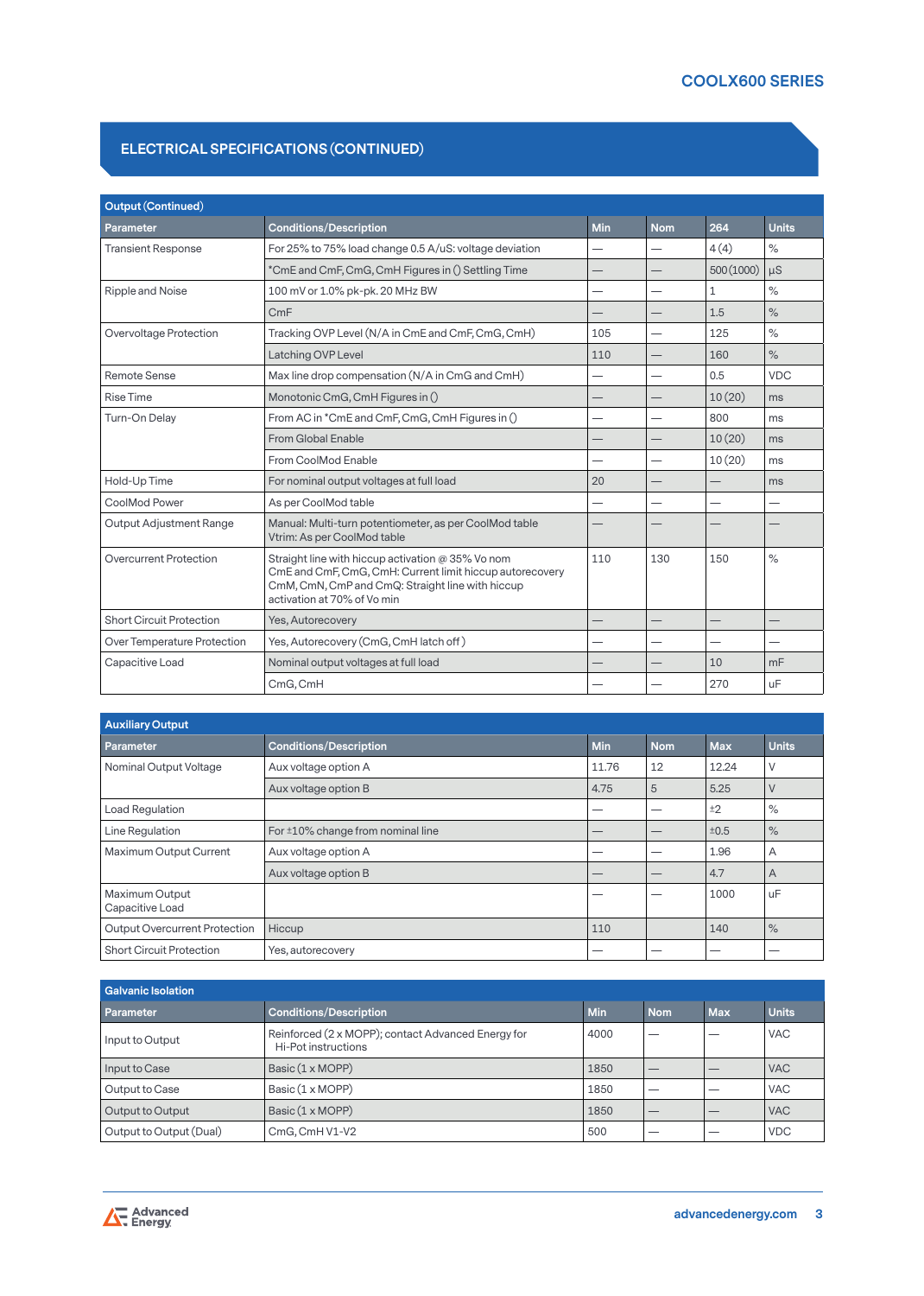## ELECTRICAL SPECIFICATIONS (CONTINUED)

| Output (Continued) | | | | | |
|---|---|---|---|---|---|
| **Parameter** | **Conditions/Description** | **Min** | **Nom** | **264** | **Units** |
| Transient Response | For 25% to 75% load change 0.5 A/uS: voltage deviation | — | — | 4 (4) | % |
| | *CmE and CmF, CmG, CmH Figures in () Settling Time | — | — | 500 (1000) | µS |
| Ripple and Noise | 100 mV or 1.0% pk-pk. 20 MHz BW | — | — | 1 | % |
| | CmF | — | — | 1.5 | % |
| Overvoltage Protection | Tracking OVP Level (N/A in CmE and CmF, CmG, CmH) | 105 | — | 125 | % |
| | Latching OVP Level | 110 | — | 160 | % |
| Remote Sense | Max line drop compensation (N/A in CmG and CmH) | — | — | 0.5 | VDC |
| Rise Time | Monotonic CmG, CmH Figures in () | — | — | 10 (20) | ms |
| Turn-On Delay | From AC in *CmE and CmF, CmG, CmH Figures in () | — | — | 800 | ms |
| | From Global Enable | — | — | 10 (20) | ms |
| | From CoolMod Enable | — | — | 10 (20) | ms |
| Hold-Up Time | For nominal output voltages at full load | 20 | — | — | ms |
| CoolMod Power | As per CoolMod table | — | — | — | — |
| Output Adjustment Range | Manual: Multi-turn potentiometer, as per CoolMod table Vtrim: As per CoolMod table | — | — | — | — |
| Overcurrent Protection | Straight line with hiccup activation @ 35% Vo nom CmE and CmF, CmG, CmH: Current limit hiccup autorecovery CmM, CmN, CmP and CmQ: Straight line with hiccup activation at 70% of Vo min | 110 | 130 | 150 | % |
| Short Circuit Protection | Yes, Autorecovery | — | — | — | — |
| Over Temperature Protection | Yes, Autorecovery (CmG, CmH latch off) | — | — | — | — |
| Capacitive Load | Nominal output voltages at full load | — | — | 10 | mF |
| | CmG, CmH | — | — | 270 | uF |

| Auxiliary Output | | | | | |
|---|---|---|---|---|---|
| **Parameter** | **Conditions/Description** | **Min** | **Nom** | **Max** | **Units** |
| Nominal Output Voltage | Aux voltage option A | 11.76 | 12 | 12.24 | V |
| | Aux voltage option B | 4.75 | 5 | 5.25 | V |
| Load Regulation | | — | — | ±2 | % |
| Line Regulation | For ±10% change from nominal line | — | — | ±0.5 | % |
| Maximum Output Current | Aux voltage option A | — | — | 1.96 | A |
| | Aux voltage option B | — | — | 4.7 | A |
| Maximum Output Capacitive Load | | — | — | 1000 | uF |
| Output Overcurrent Protection | Hiccup | 110 | | 140 | % |
| Short Circuit Protection | Yes, autorecovery | — | — | — | — |

| Galvanic Isolation | | | | | |
|---|---|---|---|---|---|
| **Parameter** | **Conditions/Description** | **Min** | **Nom** | **Max** | **Units** |
| Input to Output | Reinforced (2 x MOPP); contact Advanced Energy for Hi-Pot instructions | 4000 | — | — | VAC |
| Input to Case | Basic (1 x MOPP) | 1850 | — | — | VAC |
| Output to Case | Basic (1 x MOPP) | 1850 | — | — | VAC |
| Output to Output | Basic (1 x MOPP) | 1850 | — | — | VAC |
| Output to Output (Dual) | CmG, CmH V1-V2 | 500 | — | — | VDC |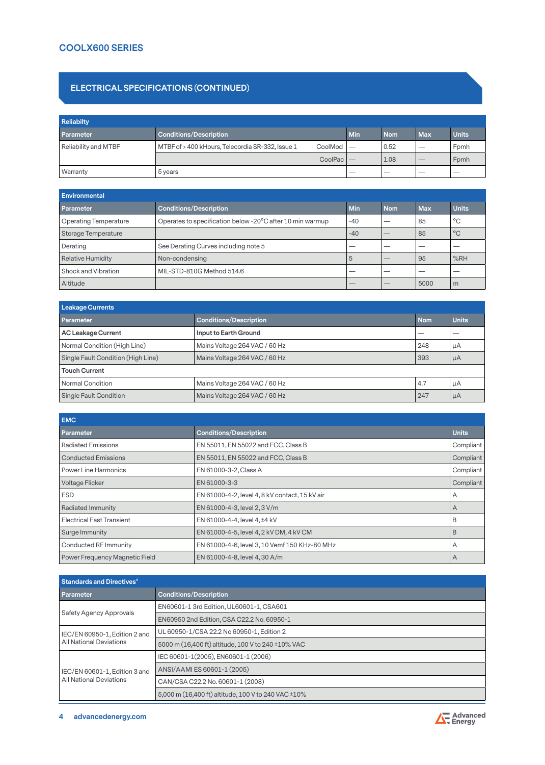## ELECTRICAL SPECIFICATIONS (CONTINUED)

| Reliabilty | | | | | |
|---|---|---|---|---|---|
| **Parameter** | **Conditions/Description** | **Min** | **Nom** | **Max** | **Units** |
| Reliability and MTBF | MTBF of > 400 kHours, Telecordia SR-332, Issue 1 CoolMod | — | 0.52 | — | Fpmh |
| | CoolPac | — | 1.08 | — | Fpmh |
| Warranty | 5 years | — | — | — | — |

| Environmental | | | | | |
|---|---|---|---|---|---|
| **Parameter** | **Conditions/Description** | **Min** | **Nom** | **Max** | **Units** |
| Operating Temperature | Operates to specification below -20°C after 10 min warmup | -40 | — | 85 | °C |
| Storage Temperature | | -40 | — | 85 | °C |
| Derating | See Derating Curves including note 5 | — | — | — | — |
| Relative Humidity | Non-condensing | 5 | — | 95 | %RH |
| Shock and Vibration | MIL-STD-810G Method 514.6 | — | — | — | — |
| Altitude | | — | — | 5000 | m |

| Leakage Currents | | | |
|---|---|---|---|
| **Parameter** | **Conditions/Description** | **Nom** | **Units** |
| **AC Leakage Current** | **Input to Earth Ground** | — | — |
| Normal Condition (High Line) | Mains Voltage 264 VAC / 60 Hz | 248 | µA |
| Single Fault Condition (High Line) | Mains Voltage 264 VAC / 60 Hz | 393 | µA |
| **Touch Current** | | | |
| Normal Condition | Mains Voltage 264 VAC / 60 Hz | 4.7 | µA |
| Single Fault Condition | Mains Voltage 264 VAC / 60 Hz | 247 | µA |

| EMC | | |
|---|---|---|
| **Parameter** | **Conditions/Description** | **Units** |
| Radiated Emissions | EN 55011, EN 55022 and FCC, Class B | Compliant |
| Conducted Emissions | EN 55011, EN 55022 and FCC, Class B | Compliant |
| Power Line Harmonics | EN 61000-3-2, Class A | Compliant |
| Voltage Flicker | EN 61000-3-3 | Compliant |
| ESD | EN 61000-4-2, level 4, 8 kV contact, 15 kV air | A |
| Radiated Immunity | EN 61000-4-3, level 2, 3 V/m | A |
| Electrical Fast Transient | EN 61000-4-4, level 4, ±4 kV | B |
| Surge Immunity | EN 61000-4-5, level 4, 2 kV DM, 4 kV CM | B |
| Conducted RF Immunity | EN 61000-4-6, level 3, 10 Vemf 150 KHz-80 MHz | A |
| Power Frequency Magnetic Field | EN 61000-4-8, level 4, 30 A/m | A |

| Standards and Directives[4] | |
|---|---|
| **Parameter** | **Conditions/Description** |
| Safety Agency Approvals | EN60601-1 3rd Edition, UL60601-1, CSA601 |
| | EN60950 2nd Edition, CSA C22.2 No. 60950-1 |
| IEC/EN 60950-1, Edition 2 and All National Deviations | UL 60950-1/CSA 22.2 No 60950-1, Edition 2 |
| | 5000 m (16,400 ft) altitude, 100 V to 240 ±10% VAC |
| IEC/EN 60601-1, Edition 3 and All National Deviations | IEC 60601-1(2005), EN60601-1 (2006) |
| | ANSI/AAMI ES 60601-1 (2005) |
| | CAN/CSA C22.2 No. 60601-1 (2008) |
| | 5,000 m (16,400 ft) altitude, 100 V to 240 VAC ±10% |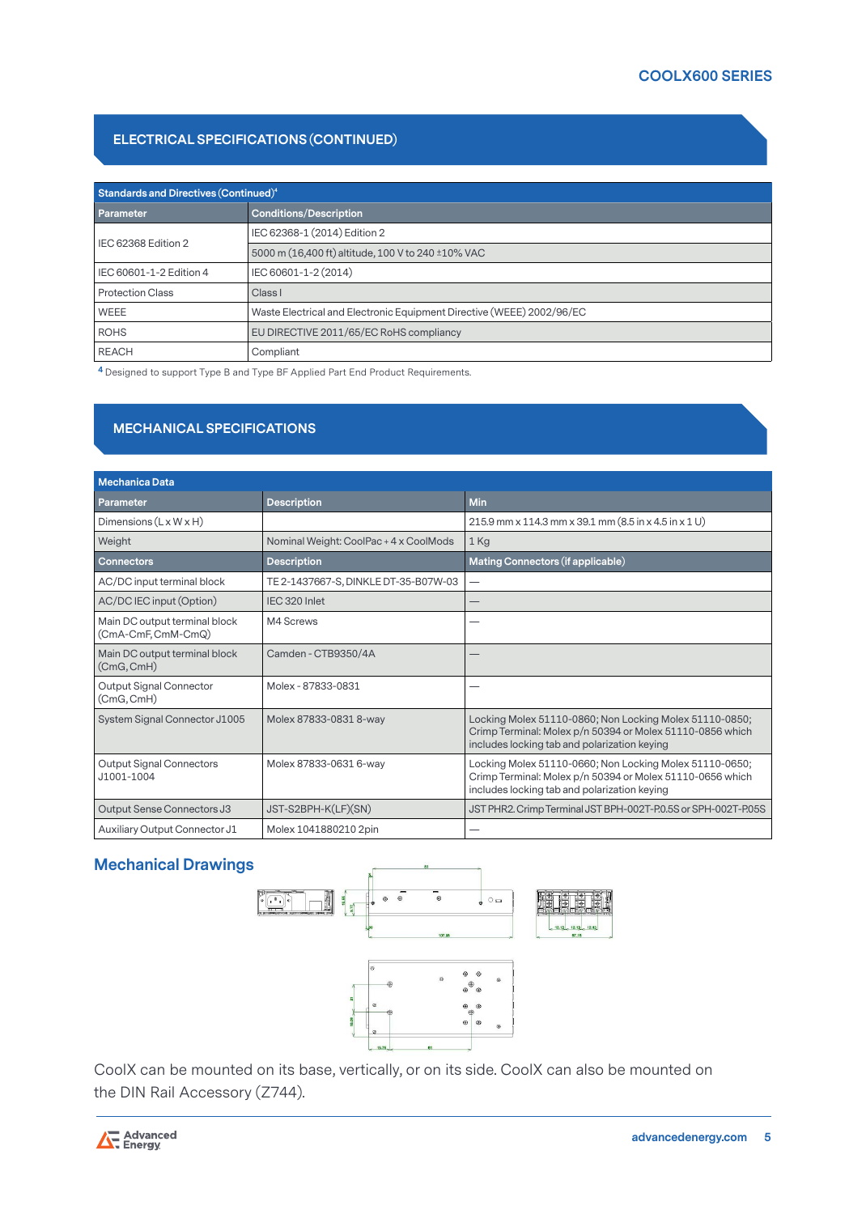## ELECTRICAL SPECIFICATIONS (CONTINUED)

| Standards and Directives (Continued)[4] | |
|---|---|
| **Parameter** | **Conditions/Description** |
| IEC 62368 Edition 2 | IEC 62368-1 (2014) Edition 2 |
| | 5000 m (16,400 ft) altitude, 100 V to 240 ±10% VAC |
| IEC 60601-1-2 Edition 4 | IEC 60601-1-2 (2014) |
| Protection Class | Class I |
| WEEE | Waste Electrical and Electronic Equipment Directive (WEEE) 2002/96/EC |
| ROHS | EU DIRECTIVE 2011/65/EC RoHS compliancy |
| REACH | Compliant |

[4] Designed to support Type B and Type BF Applied Part End Product Requirements.

## MECHANICAL SPECIFICATIONS

| Mechanica Data | | |
|---|---|---|
| **Parameter** | **Description** | **Min** |
| Dimensions (L x W x H) | | 215.9 mm x 114.3 mm x 39.1 mm (8.5 in x 4.5 in x 1 U) |
| Weight | Nominal Weight: CoolPac + 4 x CoolMods | 1 Kg |
| **Connectors** | **Description** | **Mating Connectors (if applicable)** |
| AC/DC input terminal block | TE 2-1437667-S, DINKLE DT-35-B07W-03 | — |
| AC/DC IEC input (Option) | IEC 320 Inlet | — |
| Main DC output terminal block (CmA-CmF, CmM-CmQ) | M4 Screws | — |
| Main DC output terminal block (CmG, CmH) | Camden - CTB9350/4A | — |
| Output Signal Connector (CmG, CmH) | Molex - 87833-0831 | — |
| System Signal Connector J1005 | Molex 87833-0831 8-way | Locking Molex 51110-0860; Non Locking Molex 51110-0850; Crimp Terminal: Molex p/n 50394 or Molex 51110-0856 which includes locking tab and polarization keying |
| Output Signal Connectors J1001-1004 | Molex 87833-0631 6-way | Locking Molex 51110-0660; Non Locking Molex 51110-0650; Crimp Terminal: Molex p/n 50394 or Molex 51110-0656 which includes locking tab and polarization keying |
| Output Sense Connectors J3 | JST-S2BPH-K(LF)(SN) | JST PHR2. Crimp Terminal JST BPH-002T-P0.5S or SPH-002T-P05S |
| Auxiliary Output Connector J1 | Molex 1041880210 2pin | — |

### Mechanical Drawings

CoolX can be mounted on its base, vertically, or on its side. CoolX can also be mounted on the DIN Rail Accessory (Z744).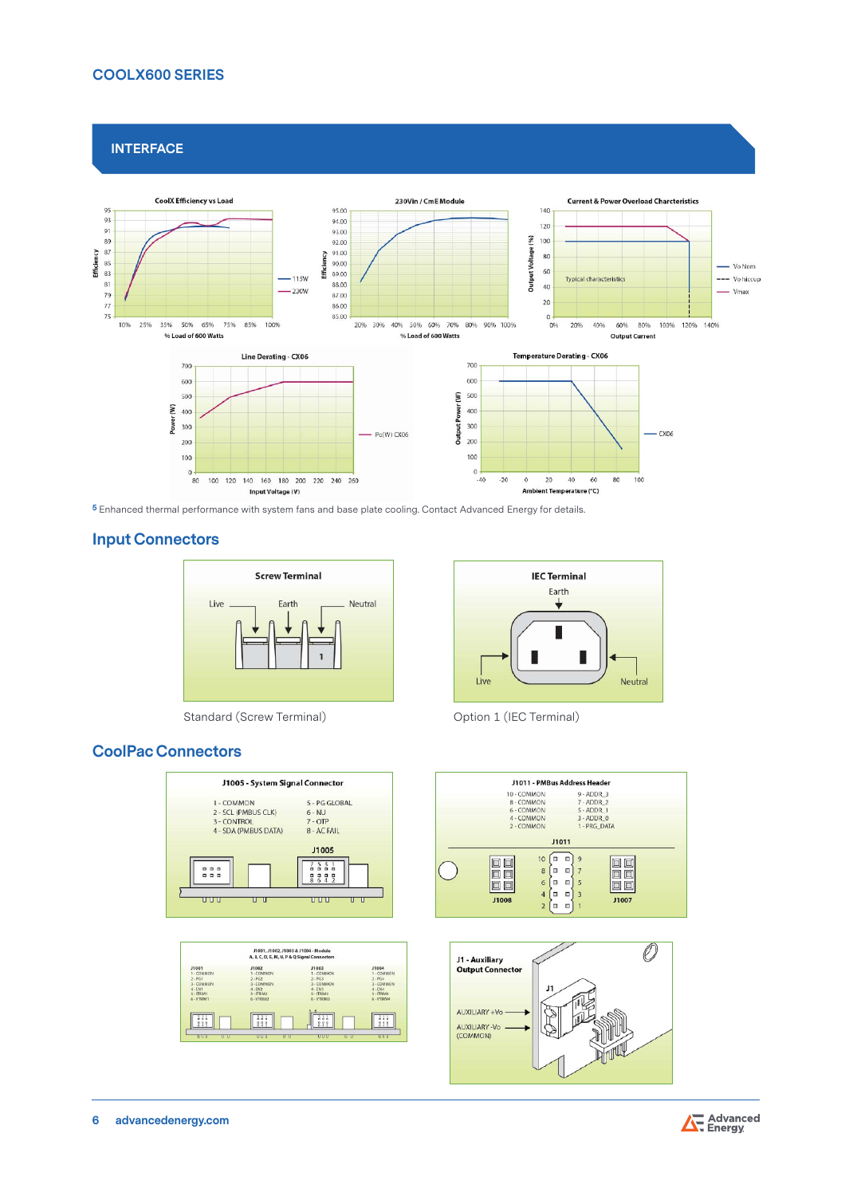## INTERFACE

CoolX Efficiency vs Load

230Vin / CmE Module

Current & Power Overload Charcteristics

Line Derating - CX06

Temperature Derating - CX06

5 Enhanced thermal performance with system fans and base plate cooling. Contact Advanced Energy for details.

## Input Connectors

**Screw Terminal**

Live — Earth — Neutral

Standard (Screw Terminal)

**IEC Terminal**

Earth — Live — Neutral

Option 1 (IEC Terminal)

## CoolPac Connectors

**J1005 - System Signal Connector**

| | |
|---|---|
| 1 - COMMON | 5 - PG GLOBAL |
| 2 - SCL (PMBUS CLK) | 6 - NU |
| 3 - CONTROL | 7 - OTP |
| 4 - SDA (PMBUS DATA) | 8 - AC FAIL |

**J1011 - PMBus Address Header**

| | |
|---|---|
| 10 - COMMON | 9 - ADDR_3 |
| 8 - COMMON | 7 - ADDR_2 |
| 6 - COMMON | 5 - ADDR_1 |
| 4 - COMMON | 3 - ADDR_0 |
| 2 - COMMON | 1 - PRG_DATA |

**J1001, J1002, J1003 & J1004 - Module A, B, C, D, E, M, N, P & Q Signal Connectors**

| J1001 | J1002 | J1003 | J1004 |
|---|---|---|---|
| 1 - COMMON | 1 - COMMON | 1 - COMMON | 1 - COMMON |
| 2 - PG1 | 2 - PG2 | 2 - PG3 | 2 - PG4 |
| 3 - COMMON | 3 - COMMON | 3 - COMMON | 3 - COMMON |
| 4 - EN1 | 4 - EN2 | 4 - EN3 | 4 - EN4 |
| 5 - ITRIM1 | 5 - ITRIM2 | 5 - ITRIM3 | 5 - ITRIM4 |
| 6 - VTRIM1 | 6 - VTRIM2 | 6 - VTRIM3 | 6 - VTRIM4 |

**J1 - Auxiliary Output Connector**

AUXILIARY +Vo

AUXILIARY -Vo (COMMON)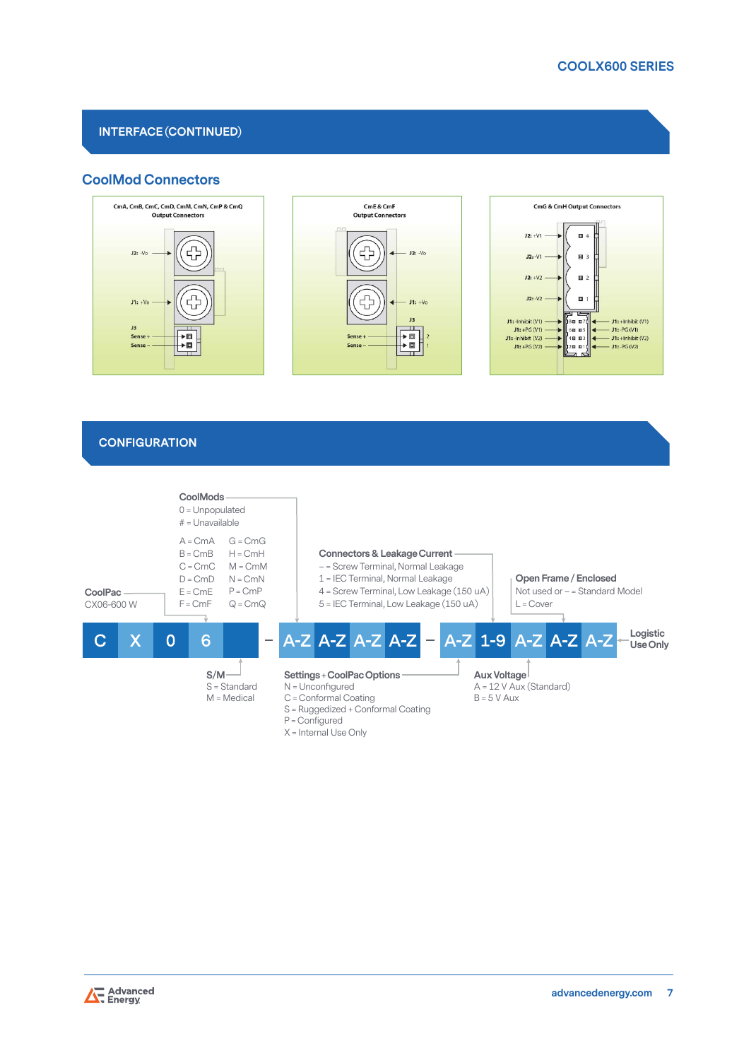## INTERFACE (CONTINUED)

### CoolMod Connectors

**CmA, CmB, CmC, CmD, CmM, CmN, CmP & CmQ Output Connectors**

- J2: -Vo
- J1: +Vo
- J3
  - Sense +
  - Sense –

**CmE & CmF Output Connectors**

- J2: -Vo
- J1: +Vo
- J3
  - Sense + (2)
  - Sense – (1)

**CmG & CmH Output Connectors**

- J2: +V1 (4)
- J2: -V1 (3)
- J2: +V2 (2)
- J2: -V2 (1)
- J1: -Inhibit (V1) (8)
- J1: +PG (V1) (6)
- J1: -Inhibit (V2) (4)
- J1: +PG (V2) (2)
- J1: +Inhibit (V1) (7)
- J1: -PG (V1) (5)
- J1: +Inhibit (V2) (3)
- J1: -PG (V2) (1)

## CONFIGURATION

| C | X | 0 | 6 | | – | A-Z | A-Z | A-Z | A-Z | – | A-Z | 1-9 | A-Z | A-Z | A-Z |
|---|---|---|---|---|---|---|---|---|---|---|---|---|---|---|---|

**CoolPac**
CX06-600 W

**S/M**
S = Standard
M = Medical

**CoolMods**
0 = Unpopulated
# = Unavailable

| | |
|---|---|
| A = CmA | G = CmG |
| B = CmB | H = CmH |
| C = CmC | M = CmM |
| D = CmD | N = CmN |
| E = CmE | P = CmP |
| F = CmF | Q = CmQ |

**Connectors & Leakage Current**
– = Screw Terminal, Normal Leakage
1 = IEC Terminal, Normal Leakage
4 = Screw Terminal, Low Leakage (150 uA)
5 = IEC Terminal, Low Leakage (150 uA)

**Settings + CoolPac Options**
N = Unconfigured
C = Conformal Coating
S = Ruggedized + Conformal Coating
P = Configured
X = Internal Use Only

**Open Frame / Enclosed**
Not used or – = Standard Model
L = Cover

**Aux Voltage**
A = 12 V Aux (Standard)
B = 5 V Aux

**Logistic Use Only**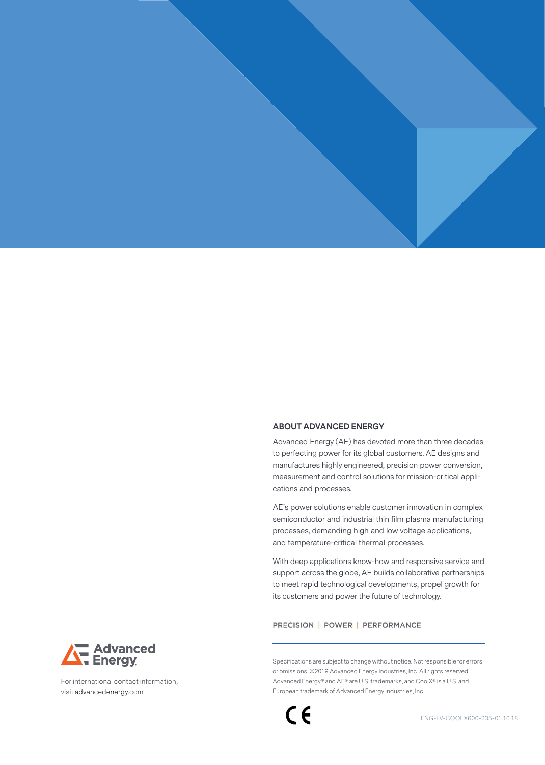## ABOUT ADVANCED ENERGY

Advanced Energy (AE) has devoted more than three decades to perfecting power for its global customers. AE designs and manufactures highly engineered, precision power conversion, measurement and control solutions for mission-critical applications and processes.

AE's power solutions enable customer innovation in complex semiconductor and industrial thin film plasma manufacturing processes, demanding high and low voltage applications, and temperature-critical thermal processes.

With deep applications know-how and responsive service and support across the globe, AE builds collaborative partnerships to meet rapid technological developments, propel growth for its customers and power the future of technology.

PRECISION | POWER | PERFORMANCE

Advanced Energy

For international contact information, visit advancedenergy.com

Specifications are subject to change without notice. Not responsible for errors or omissions. ©2019 Advanced Energy Industries, Inc. All rights reserved. Advanced Energy® and AE® are U.S. trademarks, and CoolX® is a U.S. and European trademark of Advanced Energy Industries, Inc.

CE

ENG-LV-COOLX600-235-01 10.18